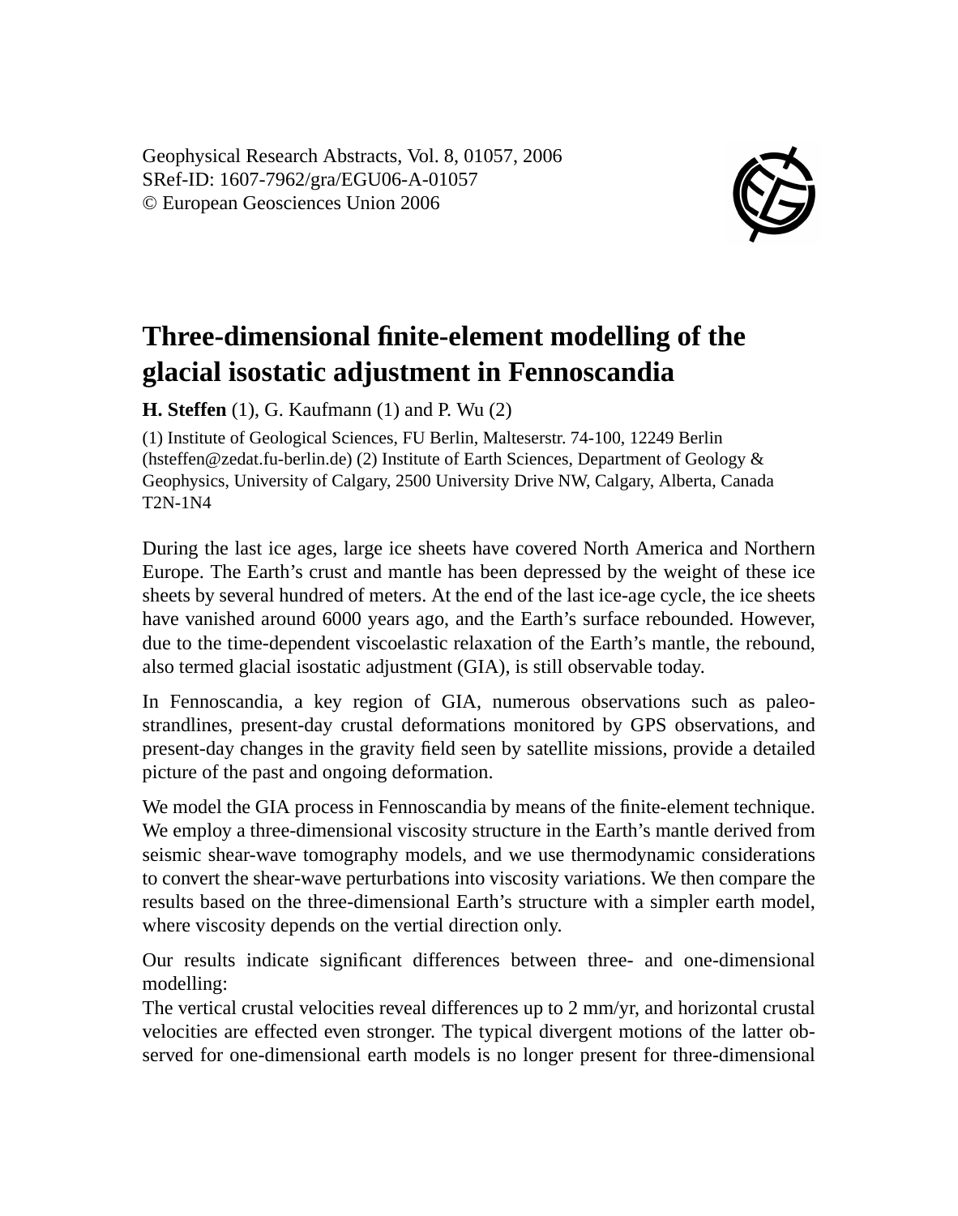Geophysical Research Abstracts, Vol. 8, 01057, 2006
SRef-ID: 1607-7962/gra/EGU06-A-01057
© European Geosciences Union 2006

# Three-dimensional finite-element modelling of the glacial isostatic adjustment in Fennoscandia

**H. Steffen** (1), G. Kaufmann (1) and P. Wu (2)

(1) Institute of Geological Sciences, FU Berlin, Malteserstr. 74-100, 12249 Berlin (hsteffen@zedat.fu-berlin.de) (2) Institute of Earth Sciences, Department of Geology & Geophysics, University of Calgary, 2500 University Drive NW, Calgary, Alberta, Canada T2N-1N4

During the last ice ages, large ice sheets have covered North America and Northern Europe. The Earth's crust and mantle has been depressed by the weight of these ice sheets by several hundred of meters. At the end of the last ice-age cycle, the ice sheets have vanished around 6000 years ago, and the Earth's surface rebounded. However, due to the time-dependent viscoelastic relaxation of the Earth's mantle, the rebound, also termed glacial isostatic adjustment (GIA), is still observable today.

In Fennoscandia, a key region of GIA, numerous observations such as paleo-strandlines, present-day crustal deformations monitored by GPS observations, and present-day changes in the gravity field seen by satellite missions, provide a detailed picture of the past and ongoing deformation.

We model the GIA process in Fennoscandia by means of the finite-element technique. We employ a three-dimensional viscosity structure in the Earth's mantle derived from seismic shear-wave tomography models, and we use thermodynamic considerations to convert the shear-wave perturbations into viscosity variations. We then compare the results based on the three-dimensional Earth's structure with a simpler earth model, where viscosity depends on the vertial direction only.

Our results indicate significant differences between three- and one-dimensional modelling:
The vertical crustal velocities reveal differences up to 2 mm/yr, and horizontal crustal velocities are effected even stronger. The typical divergent motions of the latter observed for one-dimensional earth models is no longer present for three-dimensional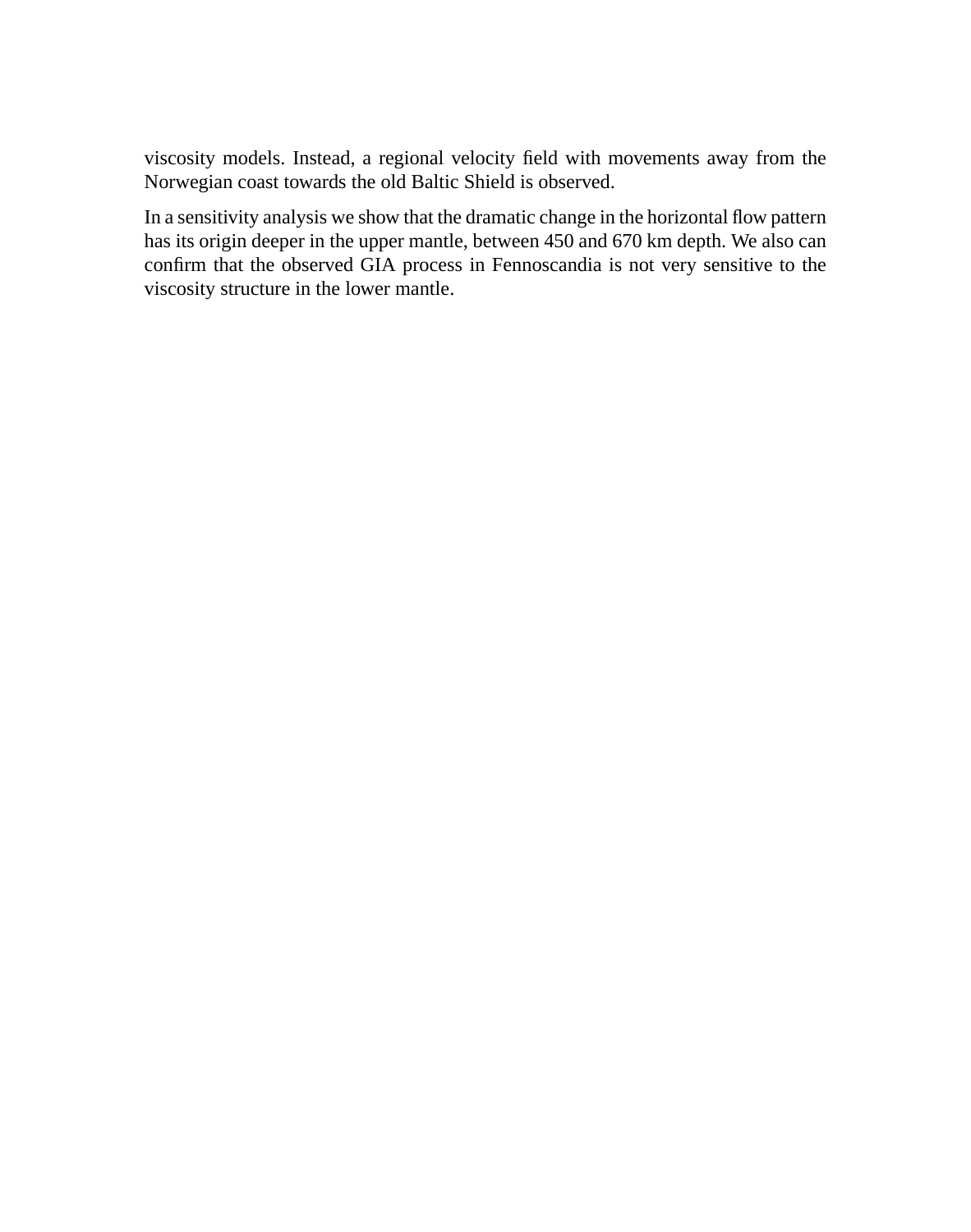viscosity models. Instead, a regional velocity field with movements away from the Norwegian coast towards the old Baltic Shield is observed.

In a sensitivity analysis we show that the dramatic change in the horizontal flow pattern has its origin deeper in the upper mantle, between 450 and 670 km depth. We also can confirm that the observed GIA process in Fennoscandia is not very sensitive to the viscosity structure in the lower mantle.